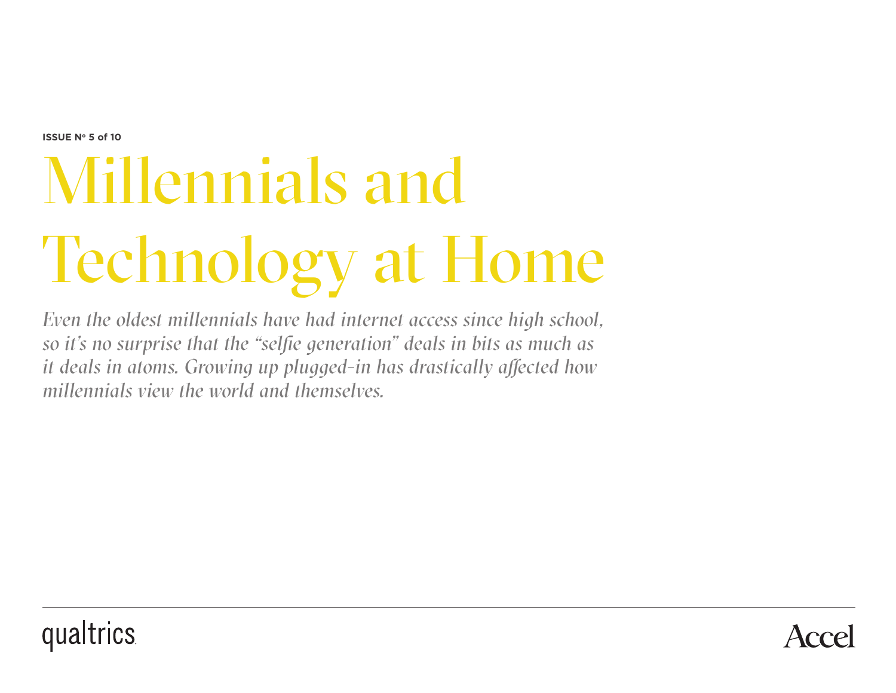**ISSUE Nº 5 of 10**

# Millennials and Technology at Home

*Even the oldest millennials have had internet access since high school, so it's no surprise that the "selfie generation" deals in bits as much as it deals in atoms. Growing up plugged-in has drastically affected how millennials view the world and themselves.*

qualtrics

Accel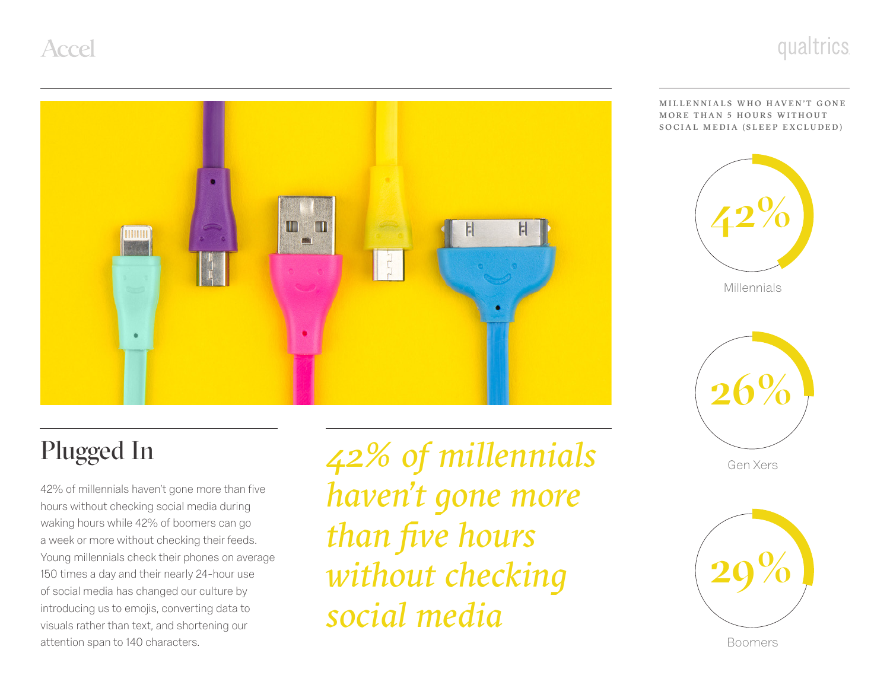## Plugged In

42% of millennials haven't gone more than five hours without checking social media during waking hours while 42% of boomers can go a week or more without checking their feeds. Young millennials check their phones on average 150 times a day and their nearly 24-hour use of social media has changed our culture by introducing us to emojis, converting data to visuals rather than text, and shortening our attention span to 140 characters.

*42% of millennials haven't gone more than five hours without checking social media*

MILLENNIALS WHO HAVEN'T GONE MORE THAN 5 HOURS WITHOUT SOCIAL MEDIA (SLEEP EXCLUDED)

| Group | Percentage |
| --- | --- |
| Millennials | 42% |
| Gen Xers | 26% |
| Boomers | 29% |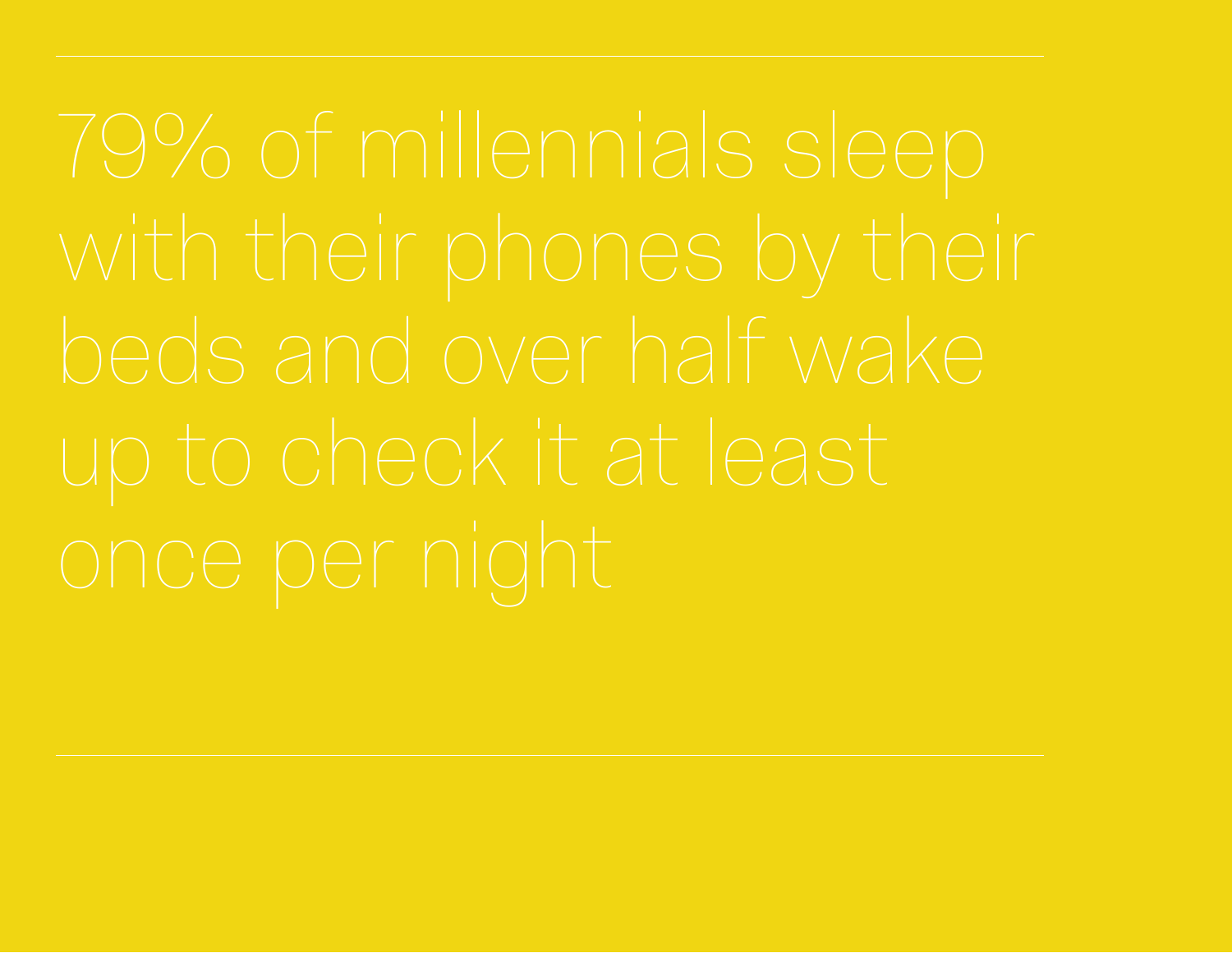79% of millennials sleep with their phones by their beds and over half wake up to check it at least once per night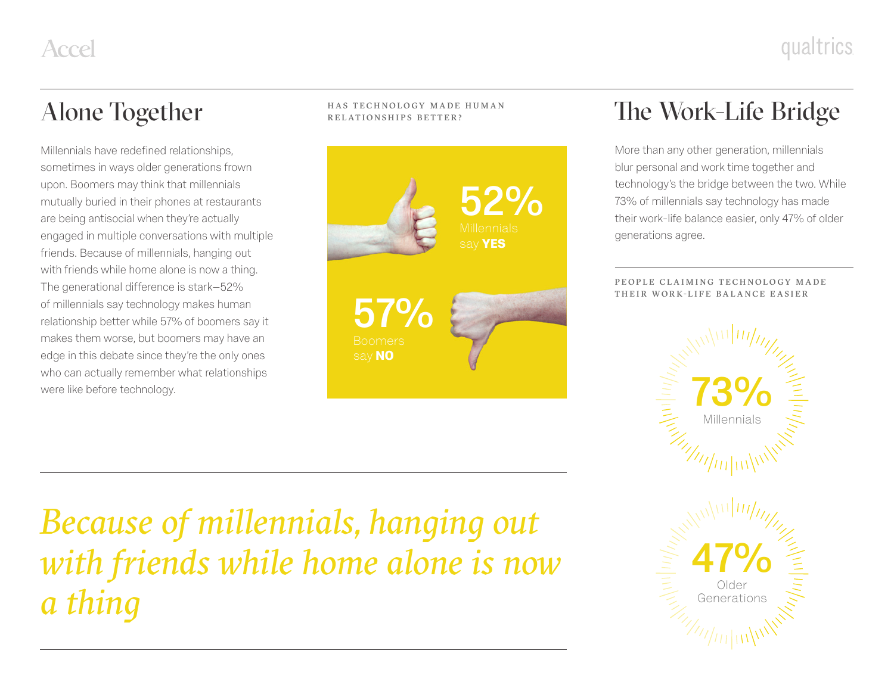## Alone Together

Millennials have redefined relationships, sometimes in ways older generations frown upon. Boomers may think that millennials mutually buried in their phones at restaurants are being antisocial when they're actually engaged in multiple conversations with multiple friends. Because of millennials, hanging out with friends while home alone is now a thing. The generational difference is stark—52% of millennials say technology makes human relationship better while 57% of boomers say it makes them worse, but boomers may have an edge in this debate since they're the only ones who can actually remember what relationships were like before technology.

HAS TECHNOLOGY MADE HUMAN RELATIONSHIPS BETTER?

**52%** Millennials say **YES**

**57%** Boomers say **NO**

*Because of millennials, hanging out with friends while home alone is now a thing*

## The Work-Life Bridge

More than any other generation, millennials blur personal and work time together and technology's the bridge between the two. While 73% of millennials say technology has made their work-life balance easier, only 47% of older generations agree.

PEOPLE CLAIMING TECHNOLOGY MADE THEIR WORK-LIFE BALANCE EASIER

**73%** Millennials

**47%** Older Generations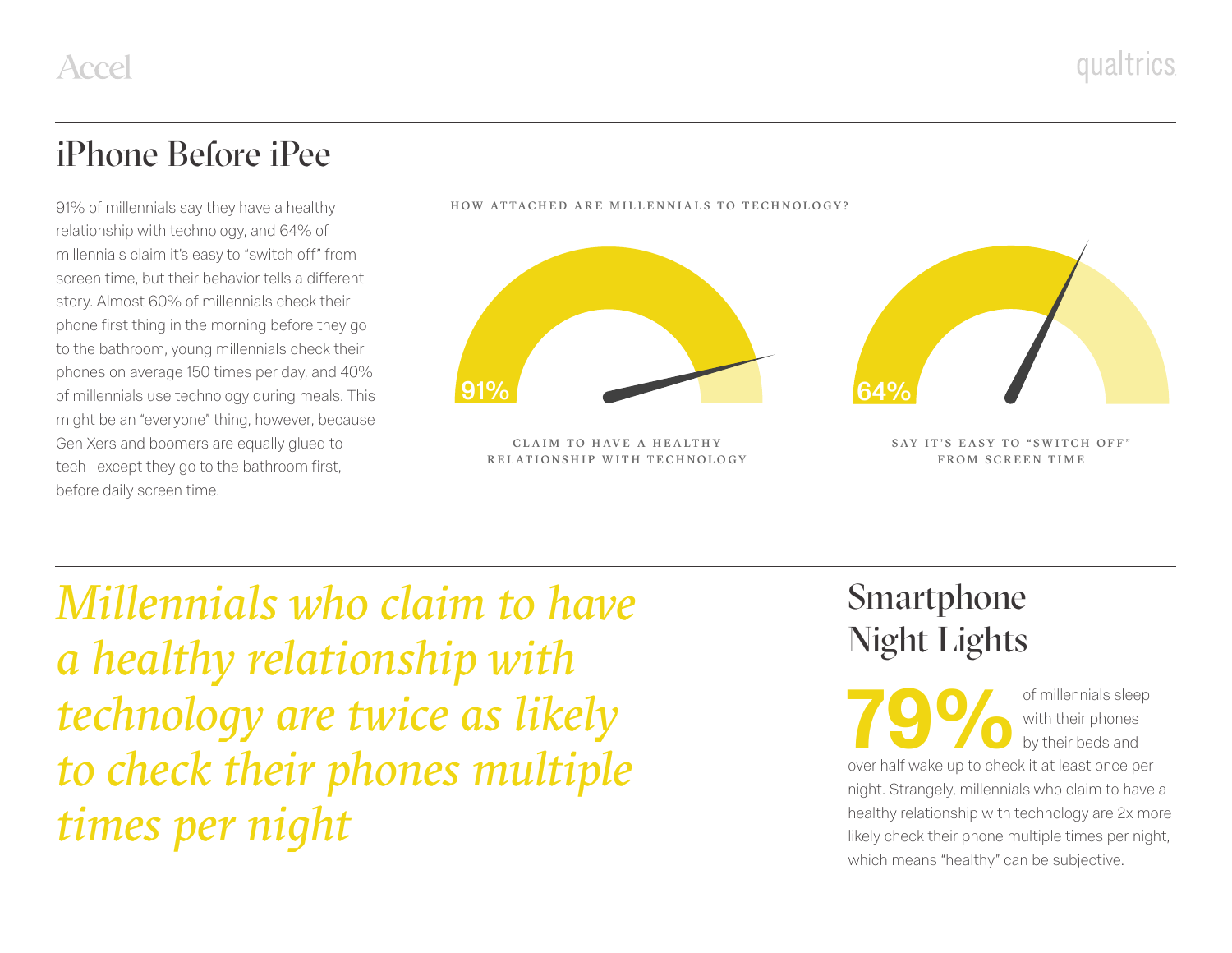## iPhone Before iPee

91% of millennials say they have a healthy relationship with technology, and 64% of millennials claim it's easy to "switch off" from screen time, but their behavior tells a different story. Almost 60% of millennials check their phone first thing in the morning before they go to the bathroom, young millennials check their phones on average 150 times per day, and 40% of millennials use technology during meals. This might be an "everyone" thing, however, because Gen Xers and boomers are equally glued to tech—except they go to the bathroom first, before daily screen time.

HOW ATTACHED ARE MILLENNIALS TO TECHNOLOGY?

91%

CLAIM TO HAVE A HEALTHY RELATIONSHIP WITH TECHNOLOGY

64%

SAY IT'S EASY TO "SWITCH OFF" FROM SCREEN TIME

*Millennials who claim to have a healthy relationship with technology are twice as likely to check their phones multiple times per night*

## Smartphone Night Lights

**79%** of millennials sleep with their phones by their beds and over half wake up to check it at least once per night. Strangely, millennials who claim to have a healthy relationship with technology are 2x more likely check their phone multiple times per night, which means "healthy" can be subjective.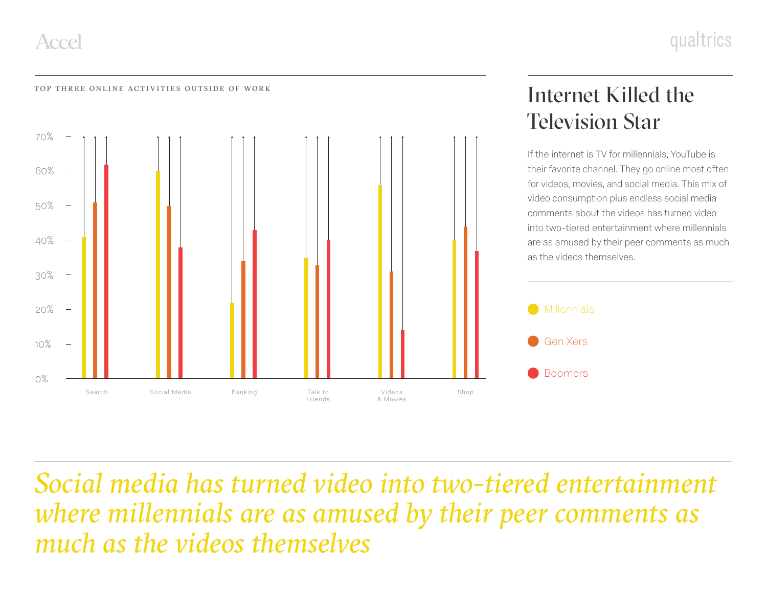TOP THREE ONLINE ACTIVITIES OUTSIDE OF WORK

| Activity | Millennials | Gen Xers | Boomers |
|---|---|---|---|
| Search | 41% | 51% | 62% |
| Social Media | 60% | 50% | 38% |
| Banking | 22% | 34% | 43% |
| Talk to Friends | 35% | 33% | 40% |
| Videos & Movies | 56% | 31% | 14% |
| Shop | 40% | 44% | 37% |

# Internet Killed the Television Star

If the internet is TV for millennials, YouTube is their favorite channel. They go online most often for videos, movies, and social media. This mix of video consumption plus endless social media comments about the videos has turned video into two-tiered entertainment where millennials are as amused by their peer comments as much as the videos themselves.

- Millennials
- Gen Xers
- Boomers

*Social media has turned video into two-tiered entertainment where millennials are as amused by their peer comments as much as the videos themselves*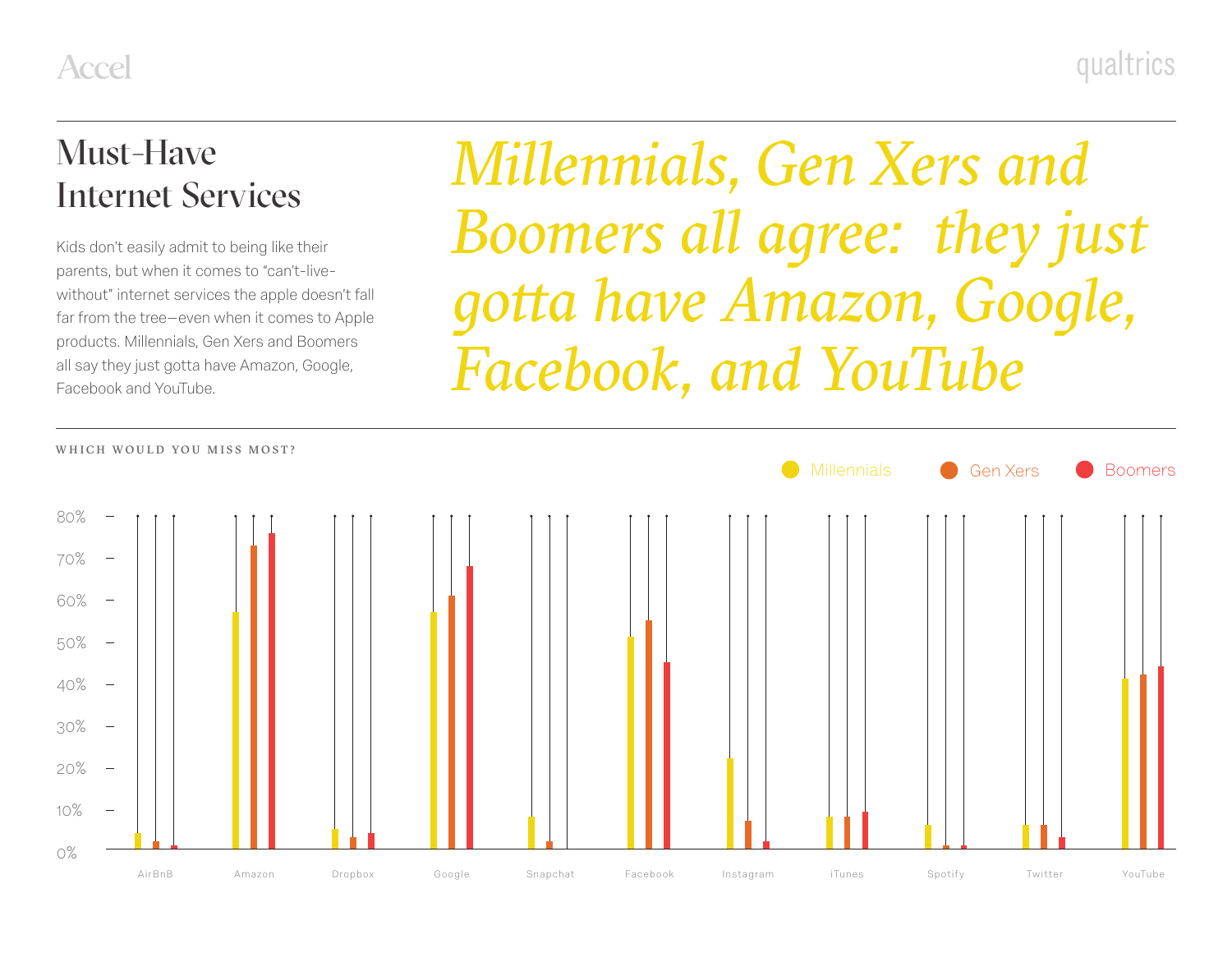# Must-Have Internet Services

Kids don't easily admit to being like their parents, but when it comes to "can't-live-without" internet services the apple doesn't fall far from the tree—even when it comes to Apple products. Millennials, Gen Xers and Boomers all say they just gotta have Amazon, Google, Facebook and YouTube.

*Millennials, Gen Xers and Boomers all agree: they just gotta have Amazon, Google, Facebook, and YouTube*

WHICH WOULD YOU MISS MOST?

Millennials | Gen Xers | Boomers

| | Millennials | Gen Xers | Boomers |
|---|---|---|---|
| AirBnB | 4% | 2% | 1% |
| Amazon | 57% | 73% | 76% |
| Dropbox | 5% | 3% | 4% |
| Google | 57% | 61% | 68% |
| Snapchat | 8% | 2% | 0% |
| Facebook | 51% | 55% | 45% |
| Instagram | 22% | 7% | 2% |
| iTunes | 8% | 8% | 9% |
| Spotify | 6% | 1% | 1% |
| Twitter | 6% | 6% | 3% |
| YouTube | 41% | 42% | 44% |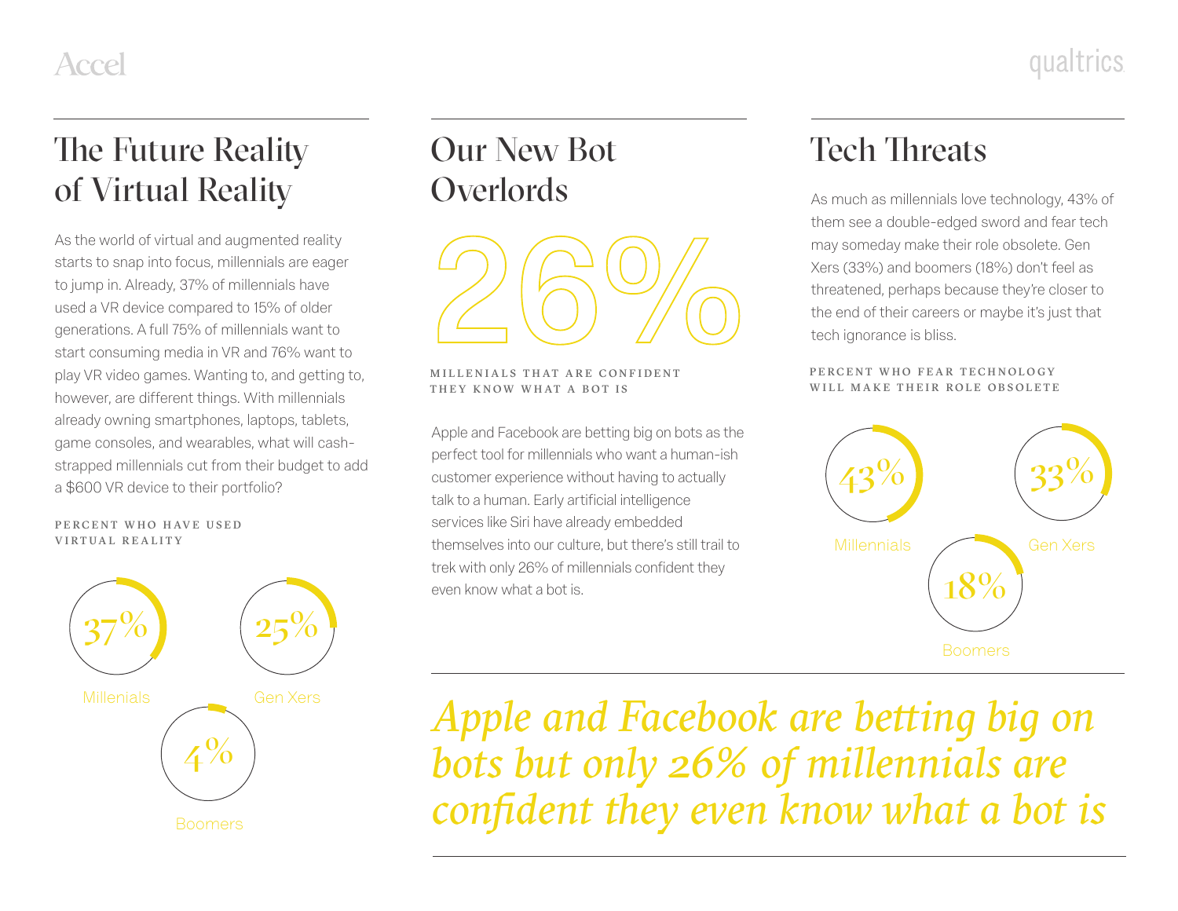## The Future Reality of Virtual Reality

As the world of virtual and augmented reality starts to snap into focus, millennials are eager to jump in. Already, 37% of millennials have used a VR device compared to 15% of older generations. A full 75% of millennials want to start consuming media in VR and 76% want to play VR video games. Wanting to, and getting to, however, are different things. With millennials already owning smartphones, laptops, tablets, game consoles, and wearables, what will cash-strapped millennials cut from their budget to add a $600 VR device to their portfolio?

PERCENT WHO HAVE USED VIRTUAL REALITY

37%
Millenials

25%
Gen Xers

4%
Boomers

## Our New Bot Overlords

26%

MILLENIALS THAT ARE CONFIDENT THEY KNOW WHAT A BOT IS

Apple and Facebook are betting big on bots as the perfect tool for millennials who want a human-ish customer experience without having to actually talk to a human. Early artificial intelligence services like Siri have already embedded themselves into our culture, but there's still trail to trek with only 26% of millennials confident they even know what a bot is.

## Tech Threats

As much as millennials love technology, 43% of them see a double-edged sword and fear tech may someday make their role obsolete. Gen Xers (33%) and boomers (18%) don't feel as threatened, perhaps because they're closer to the end of their careers or maybe it's just that tech ignorance is bliss.

PERCENT WHO FEAR TECHNOLOGY WILL MAKE THEIR ROLE OBSOLETE

43%
Millennials

33%
Gen Xers

18%
Boomers

*Apple and Facebook are betting big on bots but only 26% of millennials are confident they even know what a bot is*